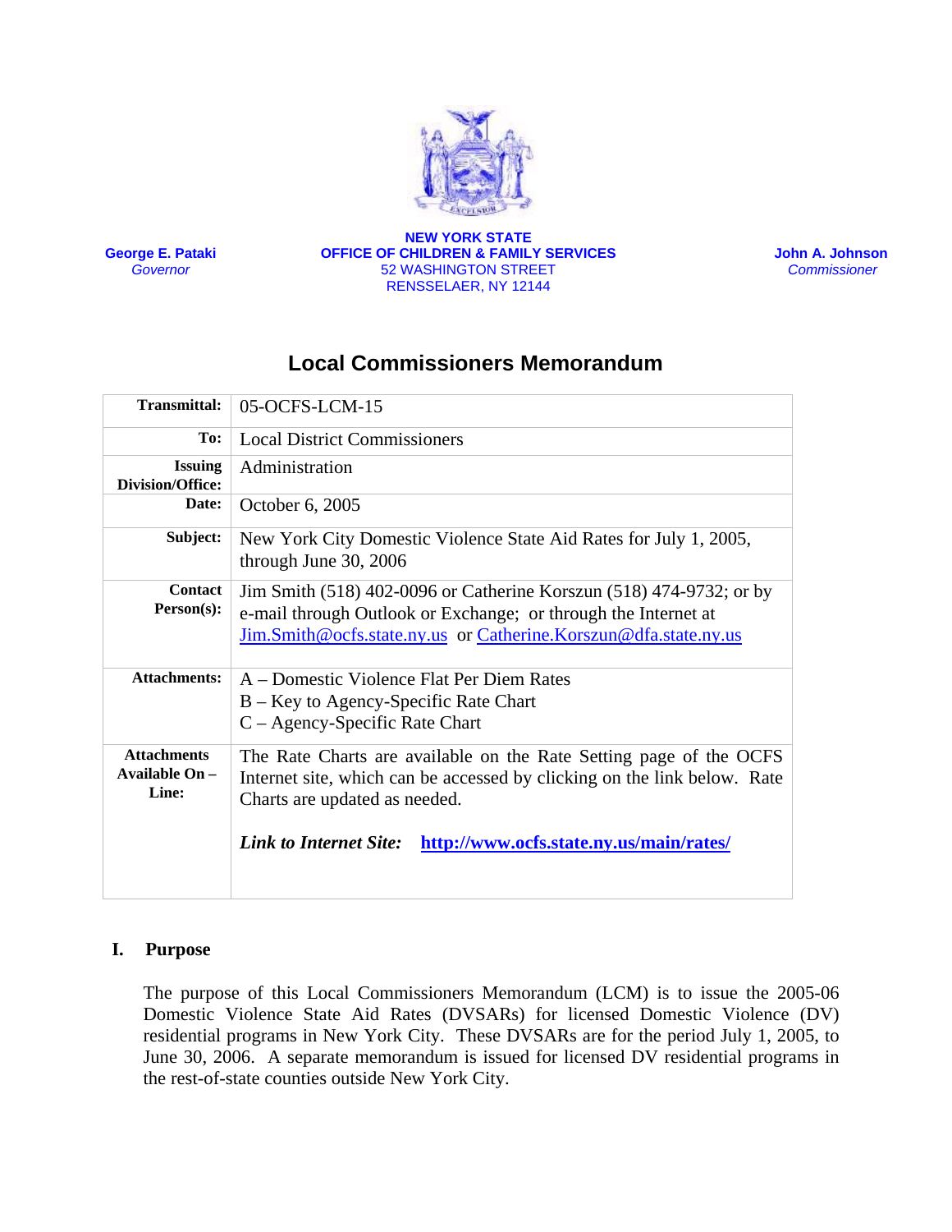**NEW YORK STATE**
**OFFICE OF CHILDREN & FAMILY SERVICES**
52 WASHINGTON STREET
RENSSELAER, NY 12144

**George E. Pataki**
*Governor*

**John A. Johnson**
*Commissioner*

# Local Commissioners Memorandum

| | |
|---|---|
| **Transmittal:** | 05-OCFS-LCM-15 |
| **To:** | Local District Commissioners |
| **Issuing Division/Office:** | Administration |
| **Date:** | October 6, 2005 |
| **Subject:** | New York City Domestic Violence State Aid Rates for July 1, 2005, through June 30, 2006 |
| **Contact Person(s):** | Jim Smith (518) 402-0096 or Catherine Korszun (518) 474-9732; or by e-mail through Outlook or Exchange; or through the Internet at Jim.Smith@ocfs.state.ny.us or Catherine.Korszun@dfa.state.ny.us |
| **Attachments:** | A – Domestic Violence Flat Per Diem Rates<br>B – Key to Agency-Specific Rate Chart<br>C – Agency-Specific Rate Chart |
| **Attachments Available On – Line:** | The Rate Charts are available on the Rate Setting page of the OCFS Internet site, which can be accessed by clicking on the link below. Rate Charts are updated as needed.<br><br>***Link to Internet Site:*** **http://www.ocfs.state.ny.us/main/rates/** |

## I. Purpose

The purpose of this Local Commissioners Memorandum (LCM) is to issue the 2005-06 Domestic Violence State Aid Rates (DVSARs) for licensed Domestic Violence (DV) residential programs in New York City. These DVSARs are for the period July 1, 2005, to June 30, 2006. A separate memorandum is issued for licensed DV residential programs in the rest-of-state counties outside New York City.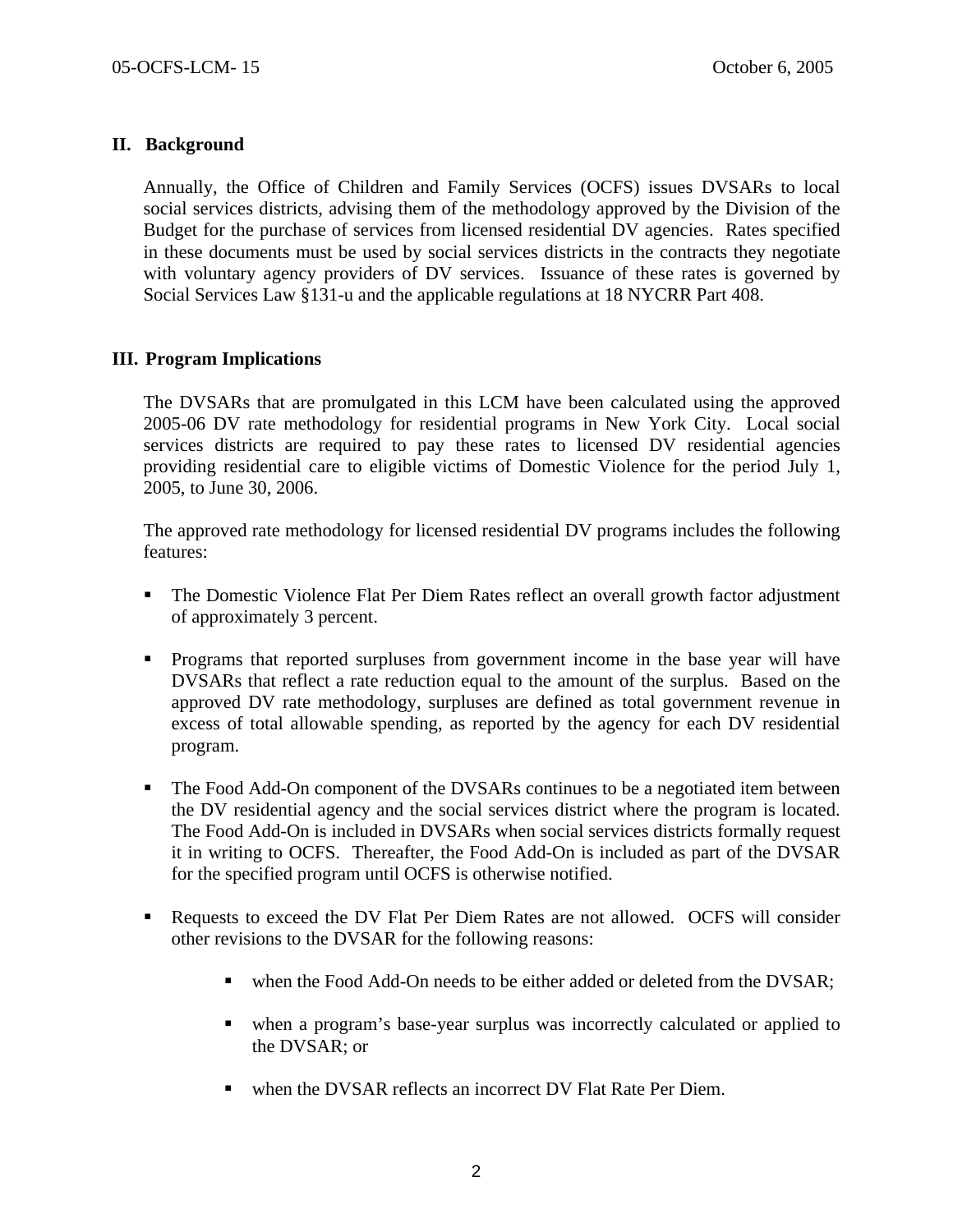## II. Background

Annually, the Office of Children and Family Services (OCFS) issues DVSARs to local social services districts, advising them of the methodology approved by the Division of the Budget for the purchase of services from licensed residential DV agencies. Rates specified in these documents must be used by social services districts in the contracts they negotiate with voluntary agency providers of DV services. Issuance of these rates is governed by Social Services Law §131-u and the applicable regulations at 18 NYCRR Part 408.

## III. Program Implications

The DVSARs that are promulgated in this LCM have been calculated using the approved 2005-06 DV rate methodology for residential programs in New York City. Local social services districts are required to pay these rates to licensed DV residential agencies providing residential care to eligible victims of Domestic Violence for the period July 1, 2005, to June 30, 2006.

The approved rate methodology for licensed residential DV programs includes the following features:

- The Domestic Violence Flat Per Diem Rates reflect an overall growth factor adjustment of approximately 3 percent.

- Programs that reported surpluses from government income in the base year will have DVSARs that reflect a rate reduction equal to the amount of the surplus. Based on the approved DV rate methodology, surpluses are defined as total government revenue in excess of total allowable spending, as reported by the agency for each DV residential program.

- The Food Add-On component of the DVSARs continues to be a negotiated item between the DV residential agency and the social services district where the program is located. The Food Add-On is included in DVSARs when social services districts formally request it in writing to OCFS. Thereafter, the Food Add-On is included as part of the DVSAR for the specified program until OCFS is otherwise notified.

- Requests to exceed the DV Flat Per Diem Rates are not allowed. OCFS will consider other revisions to the DVSAR for the following reasons:

    - when the Food Add-On needs to be either added or deleted from the DVSAR;

    - when a program's base-year surplus was incorrectly calculated or applied to the DVSAR; or

    - when the DVSAR reflects an incorrect DV Flat Rate Per Diem.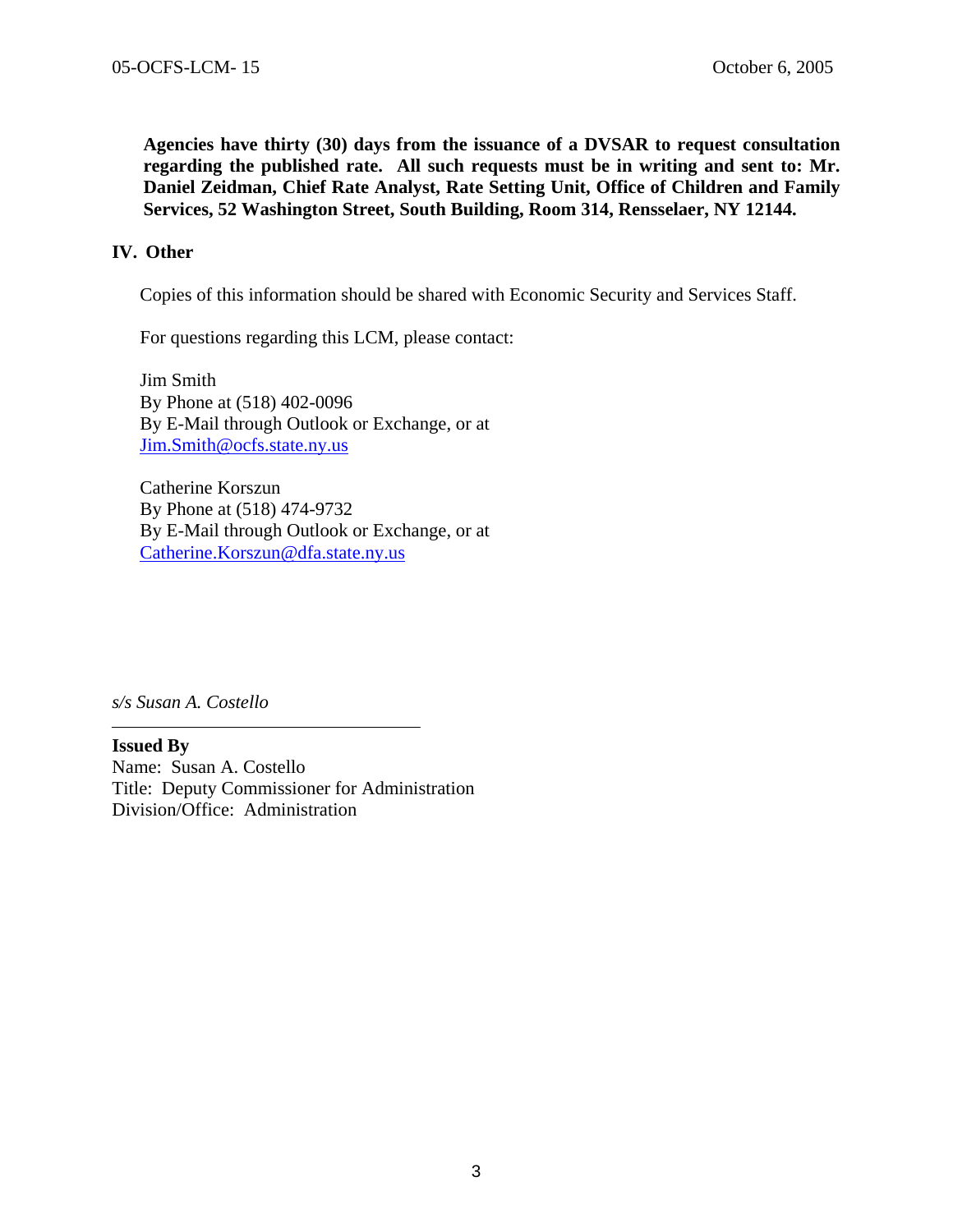**Agencies have thirty (30) days from the issuance of a DVSAR to request consultation regarding the published rate. All such requests must be in writing and sent to: Mr. Daniel Zeidman, Chief Rate Analyst, Rate Setting Unit, Office of Children and Family Services, 52 Washington Street, South Building, Room 314, Rensselaer, NY 12144.**

## IV. Other

Copies of this information should be shared with Economic Security and Services Staff.

For questions regarding this LCM, please contact:

Jim Smith
By Phone at (518) 402-0096
By E-Mail through Outlook or Exchange, or at
Jim.Smith@ocfs.state.ny.us

Catherine Korszun
By Phone at (518) 474-9732
By E-Mail through Outlook or Exchange, or at
Catherine.Korszun@dfa.state.ny.us

*s/s Susan A. Costello*

---

**Issued By**
Name: Susan A. Costello
Title: Deputy Commissioner for Administration
Division/Office: Administration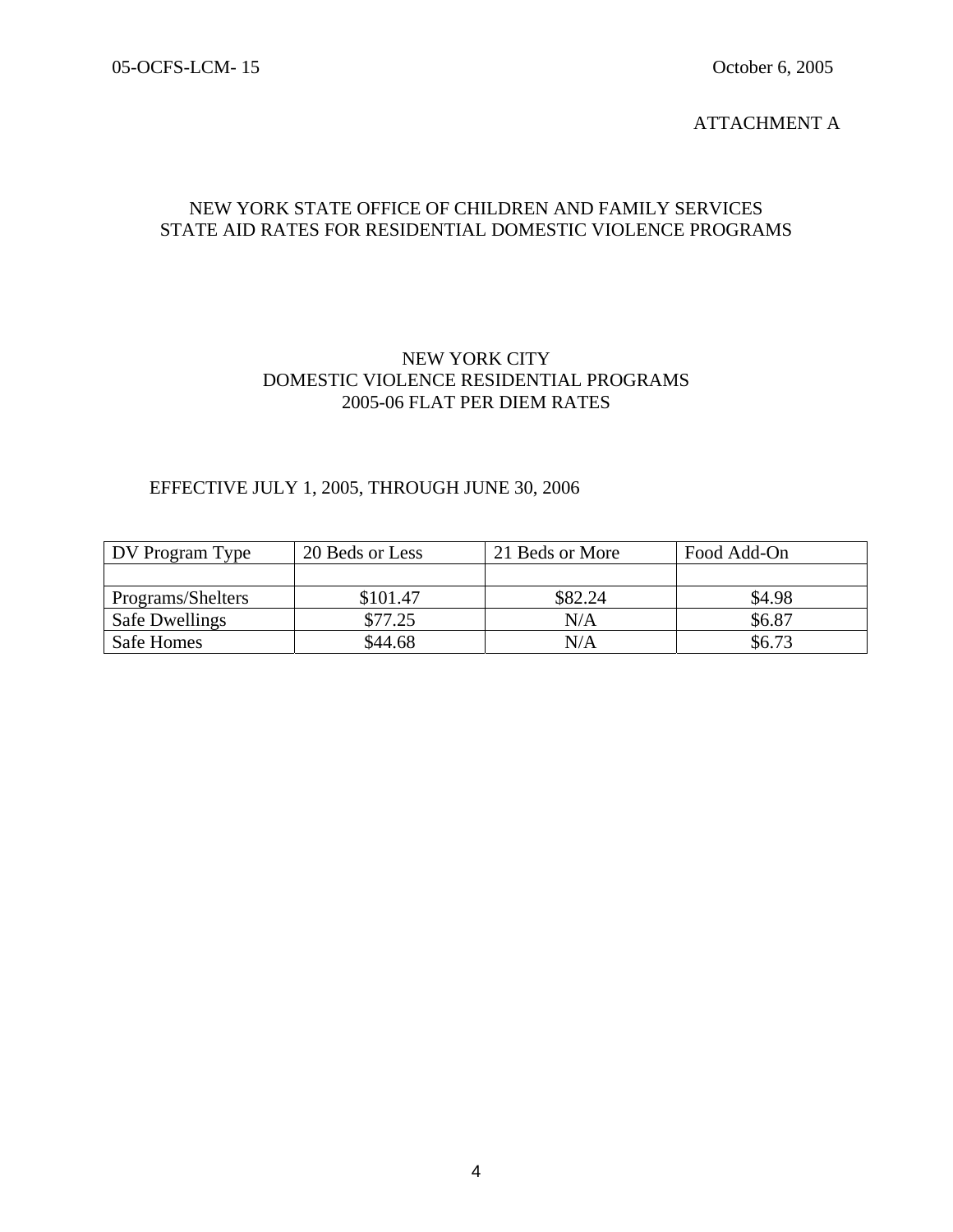05-OCFS-LCM- 15 October 6, 2005

ATTACHMENT A

## NEW YORK STATE OFFICE OF CHILDREN AND FAMILY SERVICES
## STATE AID RATES FOR RESIDENTIAL DOMESTIC VIOLENCE PROGRAMS

### NEW YORK CITY
### DOMESTIC VIOLENCE RESIDENTIAL PROGRAMS
### 2005-06 FLAT PER DIEM RATES

EFFECTIVE JULY 1, 2005, THROUGH JUNE 30, 2006

| DV Program Type | 20 Beds or Less | 21 Beds or More | Food Add-On |
|---|---|---|---|
| | | | |
| Programs/Shelters | $101.47 | $82.24 | $4.98 |
| Safe Dwellings | $77.25 | N/A | $6.87 |
| Safe Homes | $44.68 | N/A | $6.73 |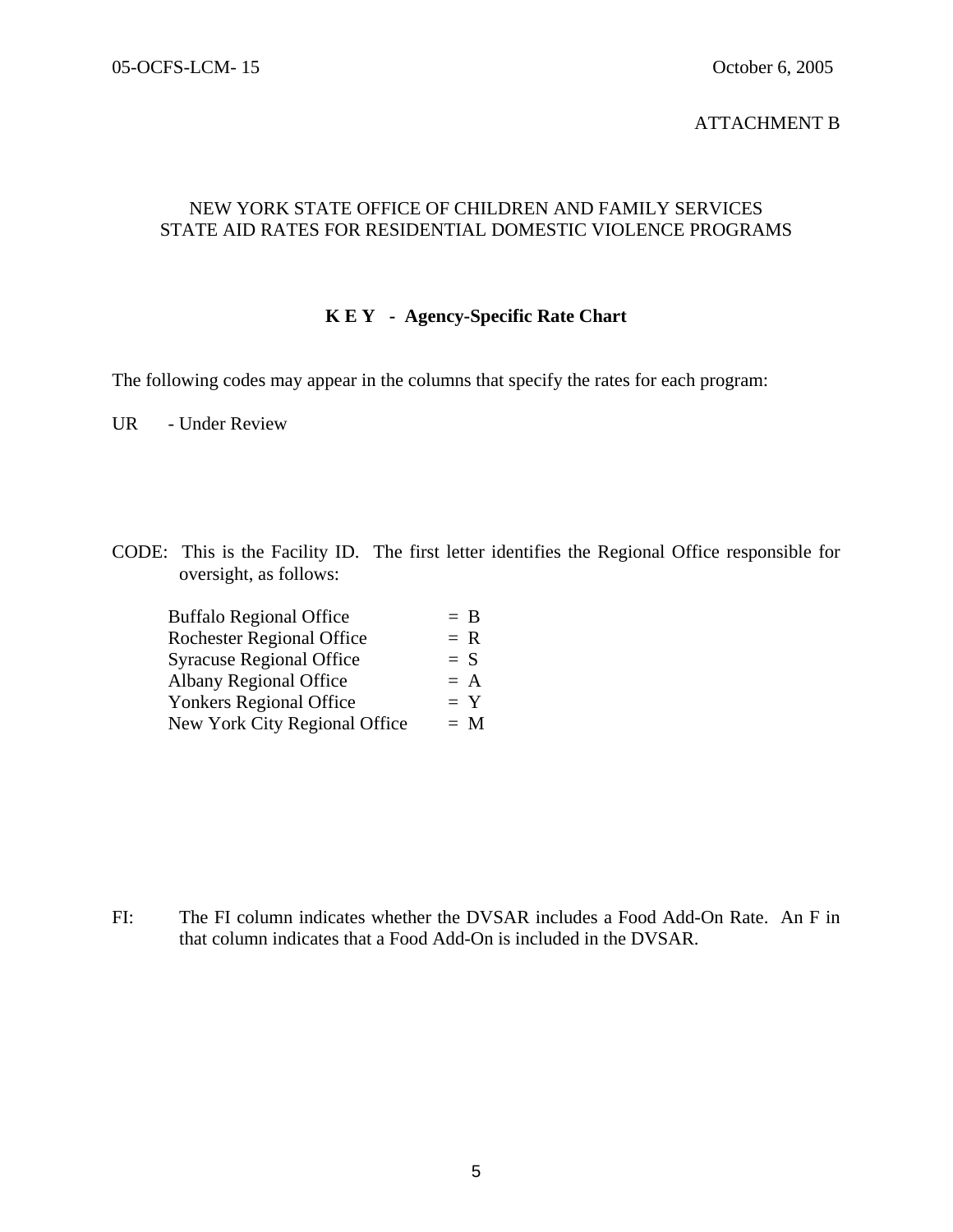05-OCFS-LCM- 15 October 6, 2005

ATTACHMENT B

NEW YORK STATE OFFICE OF CHILDREN AND FAMILY SERVICES
STATE AID RATES FOR RESIDENTIAL DOMESTIC VIOLENCE PROGRAMS

**K E Y - Agency-Specific Rate Chart**

The following codes may appear in the columns that specify the rates for each program:

UR - Under Review

CODE: This is the Facility ID. The first letter identifies the Regional Office responsible for oversight, as follows:

| | |
|---|---|
| Buffalo Regional Office | = B |
| Rochester Regional Office | = R |
| Syracuse Regional Office | = S |
| Albany Regional Office | = A |
| Yonkers Regional Office | = Y |
| New York City Regional Office | = M |

FI: The FI column indicates whether the DVSAR includes a Food Add-On Rate. An F in that column indicates that a Food Add-On is included in the DVSAR.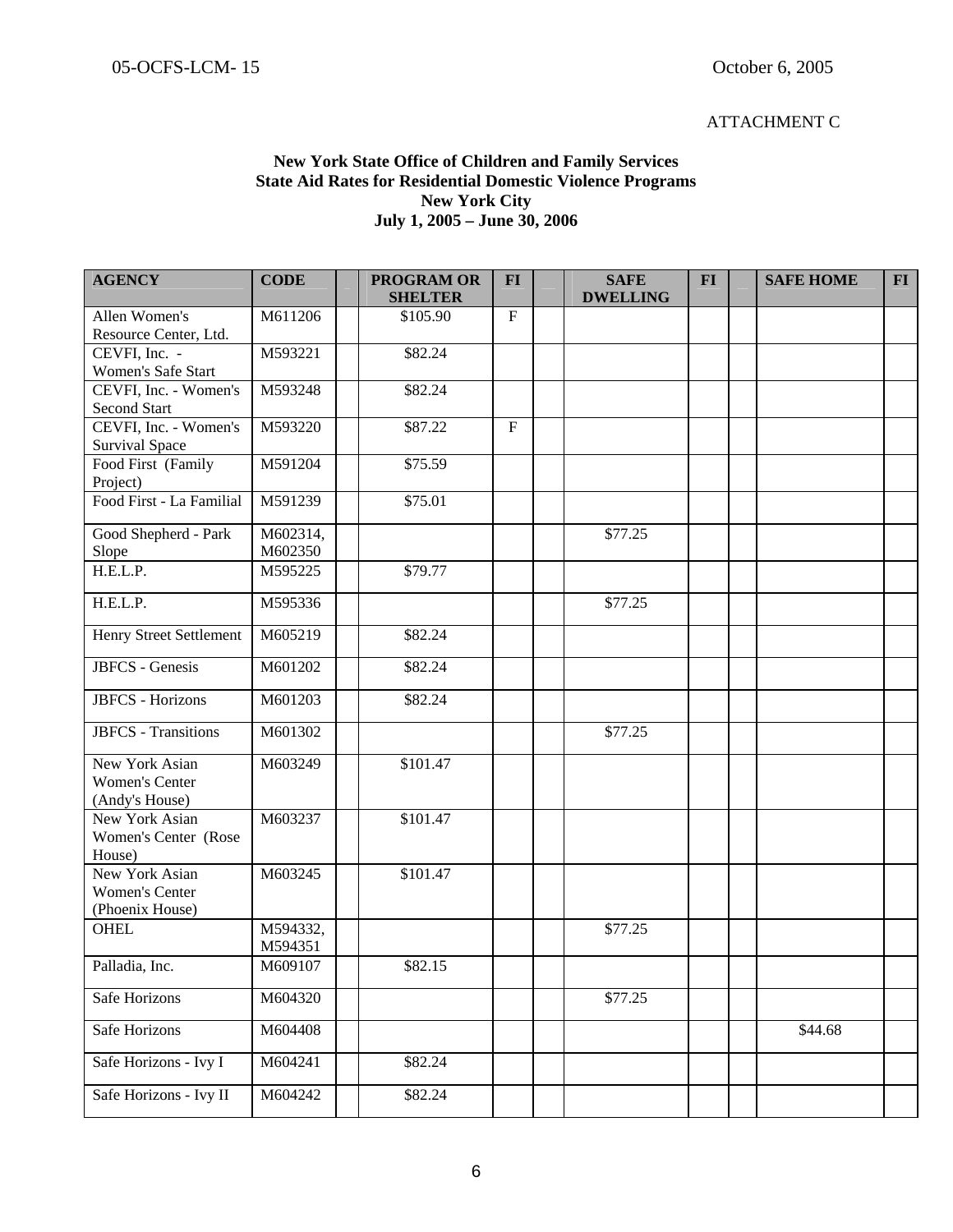05-OCFS-LCM- 15 October 6, 2005

ATTACHMENT C

**New York State Office of Children and Family Services**
**State Aid Rates for Residential Domestic Violence Programs**
**New York City**
**July 1, 2005 – June 30, 2006**

| AGENCY | CODE | | PROGRAM OR SHELTER | FI | | SAFE DWELLING | FI | | SAFE HOME | FI |
|---|---|---|---|---|---|---|---|---|---|---|
| Allen Women's Resource Center, Ltd. | M611206 | | $105.90 | F | | | | | | |
| CEVFI, Inc. - Women's Safe Start | M593221 | | $82.24 | | | | | | | |
| CEVFI, Inc. - Women's Second Start | M593248 | | $82.24 | | | | | | | |
| CEVFI, Inc. - Women's Survival Space | M593220 | | $87.22 | F | | | | | | |
| Food First (Family Project) | M591204 | | $75.59 | | | | | | | |
| Food First - La Familial | M591239 | | $75.01 | | | | | | | |
| Good Shepherd - Park Slope | M602314, M602350 | | | | | $77.25 | | | | |
| H.E.L.P. | M595225 | | $79.77 | | | | | | | |
| H.E.L.P. | M595336 | | | | | $77.25 | | | | |
| Henry Street Settlement | M605219 | | $82.24 | | | | | | | |
| JBFCS - Genesis | M601202 | | $82.24 | | | | | | | |
| JBFCS - Horizons | M601203 | | $82.24 | | | | | | | |
| JBFCS - Transitions | M601302 | | | | | $77.25 | | | | |
| New York Asian Women's Center (Andy's House) | M603249 | | $101.47 | | | | | | | |
| New York Asian Women's Center (Rose House) | M603237 | | $101.47 | | | | | | | |
| New York Asian Women's Center (Phoenix House) | M603245 | | $101.47 | | | | | | | |
| OHEL | M594332, M594351 | | | | | $77.25 | | | | |
| Palladia, Inc. | M609107 | | $82.15 | | | | | | | |
| Safe Horizons | M604320 | | | | | $77.25 | | | | |
| Safe Horizons | M604408 | | | | | | | | $44.68 | |
| Safe Horizons - Ivy I | M604241 | | $82.24 | | | | | | | |
| Safe Horizons - Ivy II | M604242 | | $82.24 | | | | | | | |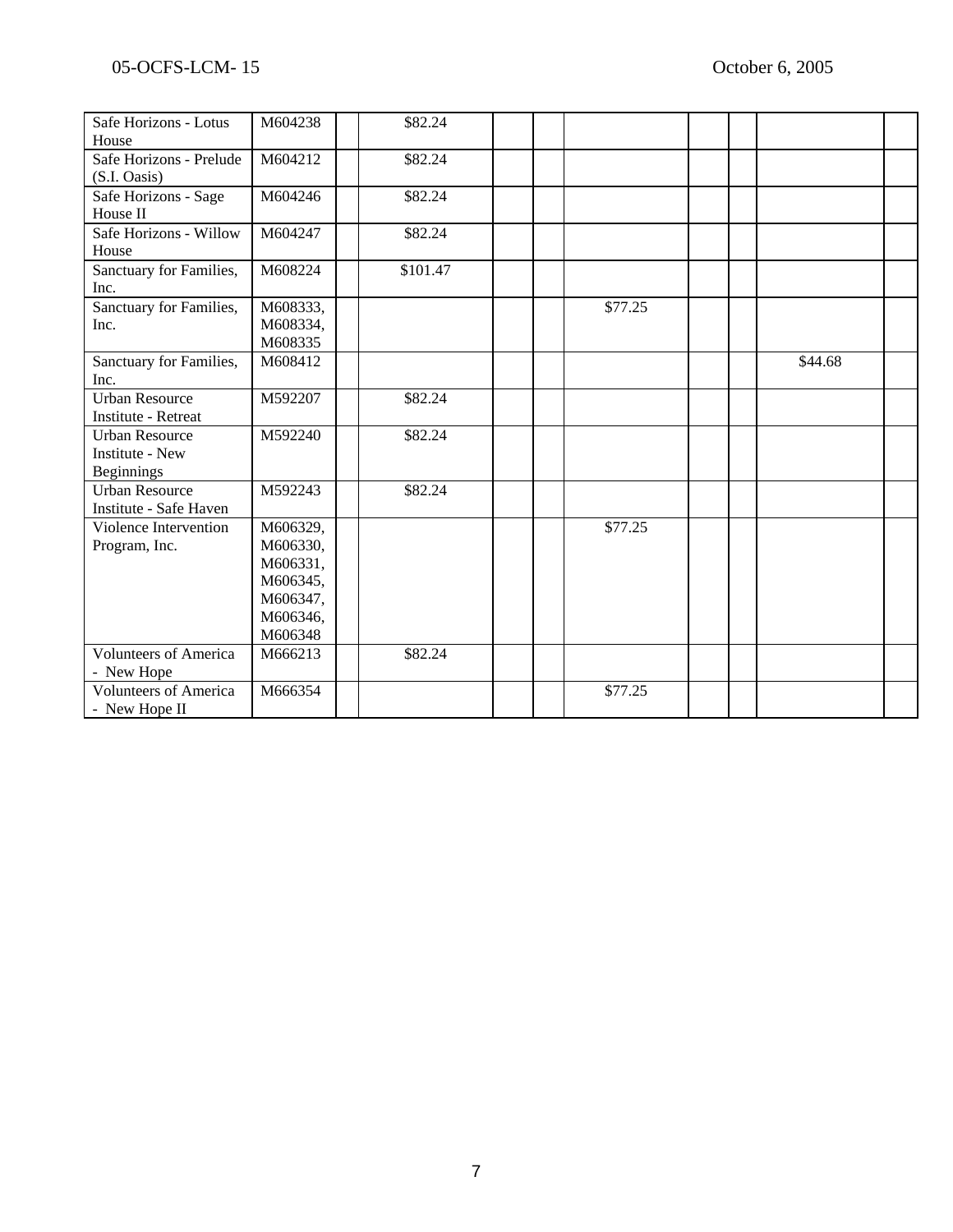| | | | | | | | | | | |
|---|---|---|---|---|---|---|---|---|---|---|
| Safe Horizons - Lotus House | M604238 | | $82.24 | | | | | | | |
| Safe Horizons - Prelude (S.I. Oasis) | M604212 | | $82.24 | | | | | | | |
| Safe Horizons - Sage House II | M604246 | | $82.24 | | | | | | | |
| Safe Horizons - Willow House | M604247 | | $82.24 | | | | | | | |
| Sanctuary for Families, Inc. | M608224 | | $101.47 | | | | | | | |
| Sanctuary for Families, Inc. | M608333, M608334, M608335 | | | | | $77.25 | | | | |
| Sanctuary for Families, Inc. | M608412 | | | | | | | | $44.68 | |
| Urban Resource Institute - Retreat | M592207 | | $82.24 | | | | | | | |
| Urban Resource Institute - New Beginnings | M592240 | | $82.24 | | | | | | | |
| Urban Resource Institute - Safe Haven | M592243 | | $82.24 | | | | | | | |
| Violence Intervention Program, Inc. | M606329, M606330, M606331, M606345, M606347, M606346, M606348 | | | | | $77.25 | | | | |
| Volunteers of America - New Hope | M666213 | | $82.24 | | | | | | | |
| Volunteers of America - New Hope II | M666354 | | | | | $77.25 | | | | |